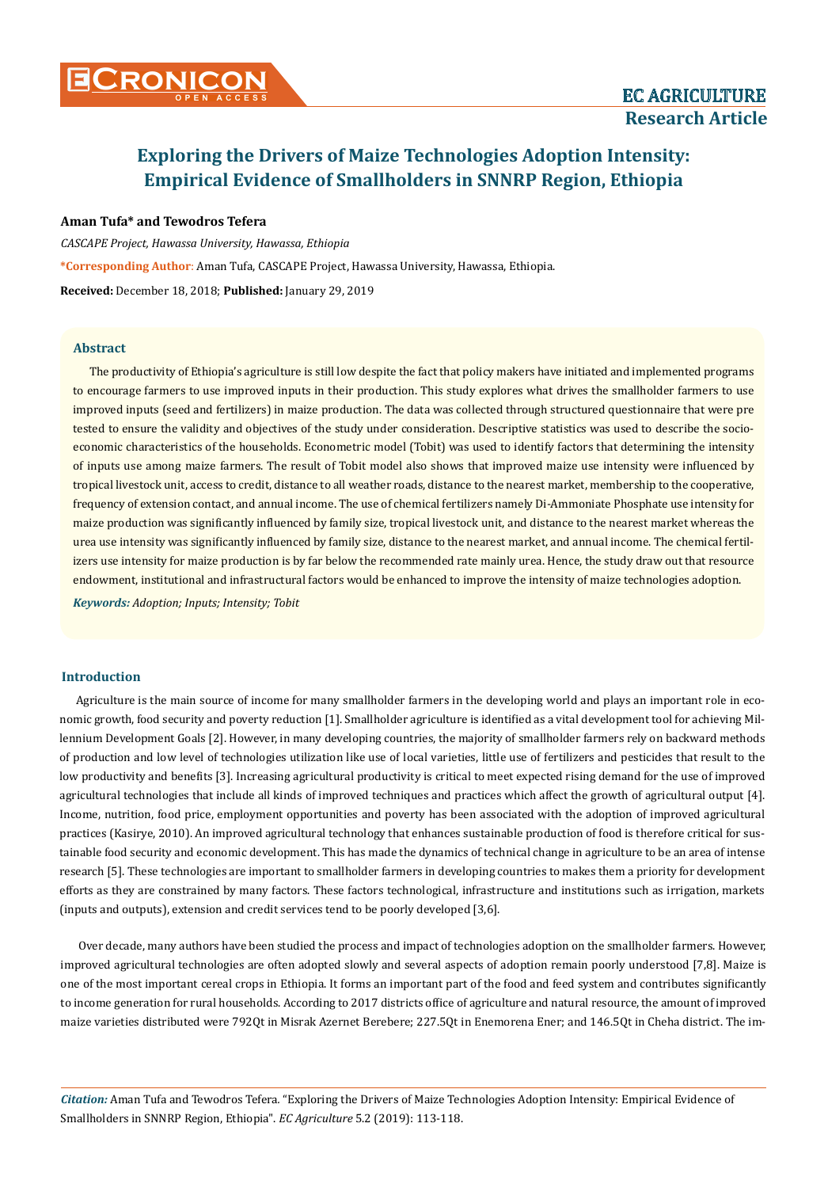# Exploring the Drivers of Maize Technologies Adoption Intensity: Empirical Evidence of Smallholders in SNNRP Region, Ethiopia

**Aman Tufa* and Tewodros Tefera**

*CASCAPE Project, Hawassa University, Hawassa, Ethiopia*

***Corresponding Author**: Aman Tufa, CASCAPE Project, Hawassa University, Hawassa, Ethiopia.

**Received:** December 18, 2018; **Published:** January 29, 2019

## Abstract

The productivity of Ethiopia's agriculture is still low despite the fact that policy makers have initiated and implemented programs to encourage farmers to use improved inputs in their production. This study explores what drives the smallholder farmers to use improved inputs (seed and fertilizers) in maize production. The data was collected through structured questionnaire that were pre tested to ensure the validity and objectives of the study under consideration. Descriptive statistics was used to describe the socio-economic characteristics of the households. Econometric model (Tobit) was used to identify factors that determining the intensity of inputs use among maize farmers. The result of Tobit model also shows that improved maize use intensity were influenced by tropical livestock unit, access to credit, distance to all weather roads, distance to the nearest market, membership to the cooperative, frequency of extension contact, and annual income. The use of chemical fertilizers namely Di-Ammoniate Phosphate use intensity for maize production was significantly influenced by family size, tropical livestock unit, and distance to the nearest market whereas the urea use intensity was significantly influenced by family size, distance to the nearest market, and annual income. The chemical fertilizers use intensity for maize production is by far below the recommended rate mainly urea. Hence, the study draw out that resource endowment, institutional and infrastructural factors would be enhanced to improve the intensity of maize technologies adoption.

***Keywords:*** *Adoption; Inputs; Intensity; Tobit*

## Introduction

Agriculture is the main source of income for many smallholder farmers in the developing world and plays an important role in economic growth, food security and poverty reduction [1]. Smallholder agriculture is identified as a vital development tool for achieving Millennium Development Goals [2]. However, in many developing countries, the majority of smallholder farmers rely on backward methods of production and low level of technologies utilization like use of local varieties, little use of fertilizers and pesticides that result to the low productivity and benefits [3]. Increasing agricultural productivity is critical to meet expected rising demand for the use of improved agricultural technologies that include all kinds of improved techniques and practices which affect the growth of agricultural output [4]. Income, nutrition, food price, employment opportunities and poverty has been associated with the adoption of improved agricultural practices (Kasirye, 2010). An improved agricultural technology that enhances sustainable production of food is therefore critical for sustainable food security and economic development. This has made the dynamics of technical change in agriculture to be an area of intense research [5]. These technologies are important to smallholder farmers in developing countries to makes them a priority for development efforts as they are constrained by many factors. These factors technological, infrastructure and institutions such as irrigation, markets (inputs and outputs), extension and credit services tend to be poorly developed [3,6].

Over decade, many authors have been studied the process and impact of technologies adoption on the smallholder farmers. However, improved agricultural technologies are often adopted slowly and several aspects of adoption remain poorly understood [7,8]. Maize is one of the most important cereal crops in Ethiopia. It forms an important part of the food and feed system and contributes significantly to income generation for rural households. According to 2017 districts office of agriculture and natural resource, the amount of improved maize varieties distributed were 792Qt in Misrak Azernet Berebere; 227.5Qt in Enemorena Ener; and 146.5Qt in Cheha district. The im-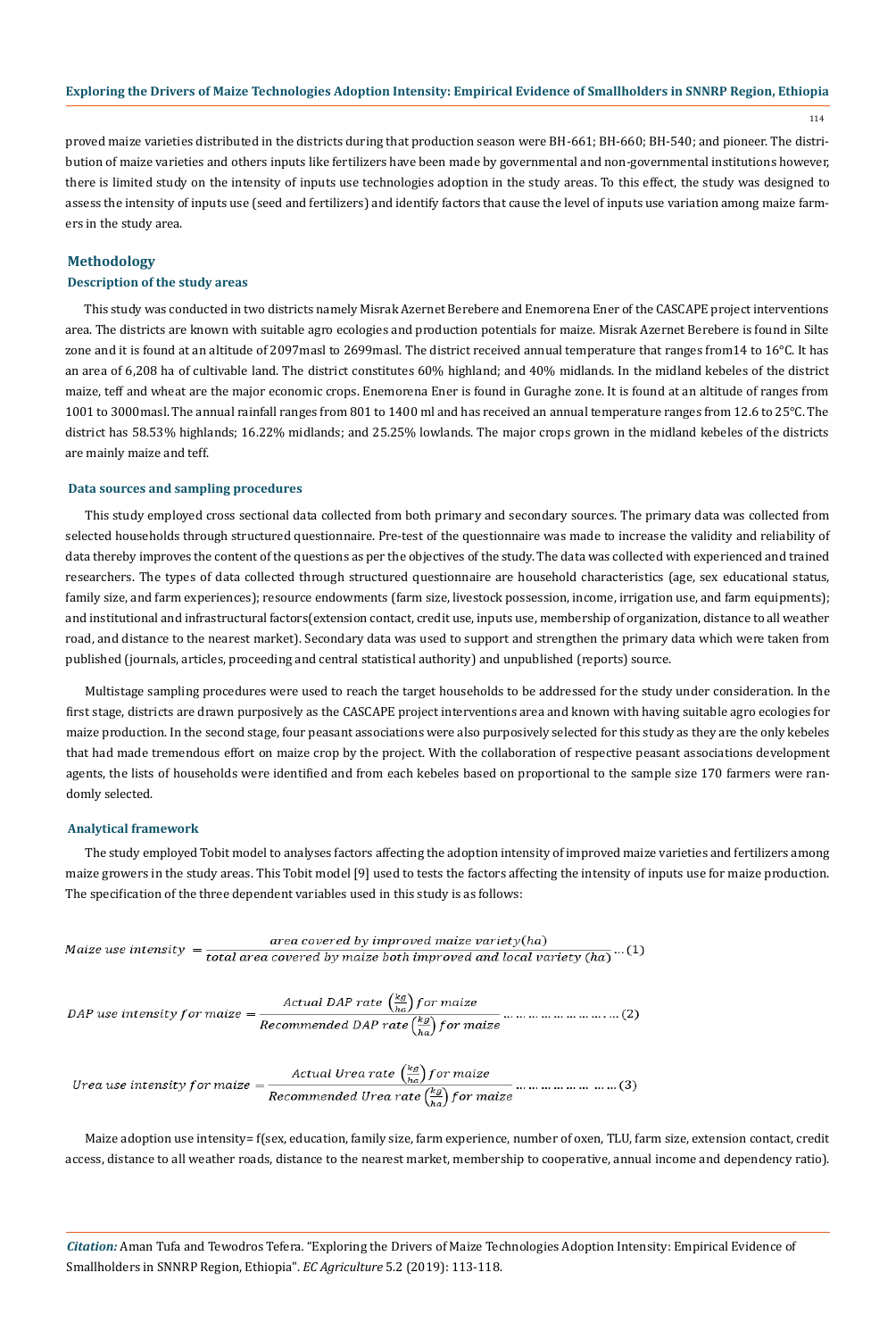proved maize varieties distributed in the districts during that production season were BH-661; BH-660; BH-540; and pioneer. The distribution of maize varieties and others inputs like fertilizers have been made by governmental and non-governmental institutions however, there is limited study on the intensity of inputs use technologies adoption in the study areas. To this effect, the study was designed to assess the intensity of inputs use (seed and fertilizers) and identify factors that cause the level of inputs use variation among maize farmers in the study area.

## Methodology

### Description of the study areas

This study was conducted in two districts namely Misrak Azernet Berebere and Enemorena Ener of the CASCAPE project interventions area. The districts are known with suitable agro ecologies and production potentials for maize. Misrak Azernet Berebere is found in Silte zone and it is found at an altitude of 2097masl to 2699masl. The district received annual temperature that ranges from14 to 16°C. It has an area of 6,208 ha of cultivable land. The district constitutes 60% highland; and 40% midlands. In the midland kebeles of the district maize, teff and wheat are the major economic crops. Enemorena Ener is found in Guraghe zone. It is found at an altitude of ranges from 1001 to 3000masl. The annual rainfall ranges from 801 to 1400 ml and has received an annual temperature ranges from 12.6 to 25°C. The district has 58.53% highlands; 16.22% midlands; and 25.25% lowlands. The major crops grown in the midland kebeles of the districts are mainly maize and teff.

### Data sources and sampling procedures

This study employed cross sectional data collected from both primary and secondary sources. The primary data was collected from selected households through structured questionnaire. Pre-test of the questionnaire was made to increase the validity and reliability of data thereby improves the content of the questions as per the objectives of the study. The data was collected with experienced and trained researchers. The types of data collected through structured questionnaire are household characteristics (age, sex educational status, family size, and farm experiences); resource endowments (farm size, livestock possession, income, irrigation use, and farm equipments); and institutional and infrastructural factors(extension contact, credit use, inputs use, membership of organization, distance to all weather road, and distance to the nearest market). Secondary data was used to support and strengthen the primary data which were taken from published (journals, articles, proceeding and central statistical authority) and unpublished (reports) source.

Multistage sampling procedures were used to reach the target households to be addressed for the study under consideration. In the first stage, districts are drawn purposively as the CASCAPE project interventions area and known with having suitable agro ecologies for maize production. In the second stage, four peasant associations were also purposively selected for this study as they are the only kebeles that had made tremendous effort on maize crop by the project. With the collaboration of respective peasant associations development agents, the lists of households were identified and from each kebeles based on proportional to the sample size 170 farmers were randomly selected.

### Analytical framework

The study employed Tobit model to analyses factors affecting the adoption intensity of improved maize varieties and fertilizers among maize growers in the study areas. This Tobit model [9] used to tests the factors affecting the intensity of inputs use for maize production. The specification of the three dependent variables used in this study is as follows:

$$Maize\ use\ intensity\ = \frac{area\ covered\ by\ improved\ maize\ variety (ha)}{total\ area\ covered\ by\ maize\ both\ improved\ and\ local\ variety\ (ha)} \ldots (1)$$

$$DAP\ use\ intensity\ for\ maize = \frac{Actual\ DAP\ rate\ \left(\frac{kg}{ha}\right) for\ maize}{Recommended\ DAP\ rate \left(\frac{kg}{ha}\right) for\ maize} \ldots \ldots \ldots \ldots \ldots \ldots \ldots (2)$$

$$Urea\ use\ intensity\ for\ maize = \frac{Actual\ Urea\ rate\ \left(\frac{kg}{ha}\right) for\ maize}{Recommended\ Urea\ rate \left(\frac{kg}{ha}\right) for\ maize} \ldots \ldots \ldots \ldots \ldots (3)$$

Maize adoption use intensity= f(sex, education, family size, farm experience, number of oxen, TLU, farm size, extension contact, credit access, distance to all weather roads, distance to the nearest market, membership to cooperative, annual income and dependency ratio).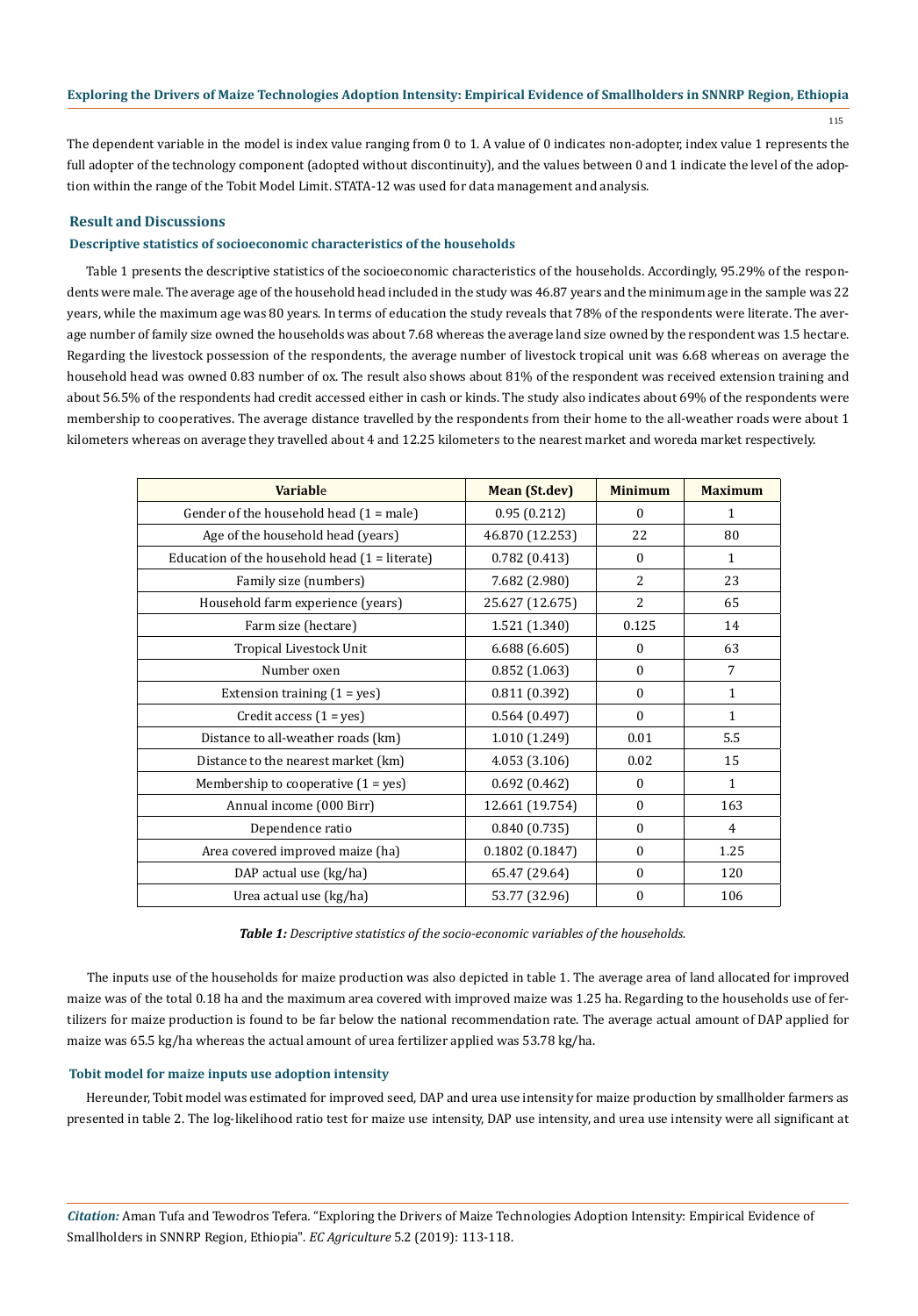The dependent variable in the model is index value ranging from 0 to 1. A value of 0 indicates non-adopter, index value 1 represents the full adopter of the technology component (adopted without discontinuity), and the values between 0 and 1 indicate the level of the adoption within the range of the Tobit Model Limit. STATA-12 was used for data management and analysis.

## Result and Discussions

### Descriptive statistics of socioeconomic characteristics of the households

Table 1 presents the descriptive statistics of the socioeconomic characteristics of the households. Accordingly, 95.29% of the respondents were male. The average age of the household head included in the study was 46.87 years and the minimum age in the sample was 22 years, while the maximum age was 80 years. In terms of education the study reveals that 78% of the respondents were literate. The average number of family size owned the households was about 7.68 whereas the average land size owned by the respondent was 1.5 hectare. Regarding the livestock possession of the respondents, the average number of livestock tropical unit was 6.68 whereas on average the household head was owned 0.83 number of ox. The result also shows about 81% of the respondent was received extension training and about 56.5% of the respondents had credit accessed either in cash or kinds. The study also indicates about 69% of the respondents were membership to cooperatives. The average distance travelled by the respondents from their home to the all-weather roads were about 1 kilometers whereas on average they travelled about 4 and 12.25 kilometers to the nearest market and woreda market respectively.

| Variable | Mean (St.dev) | Minimum | Maximum |
|---|---|---|---|
| Gender of the household head (1 = male) | 0.95 (0.212) | 0 | 1 |
| Age of the household head (years) | 46.870 (12.253) | 22 | 80 |
| Education of the household head (1 = literate) | 0.782 (0.413) | 0 | 1 |
| Family size (numbers) | 7.682 (2.980) | 2 | 23 |
| Household farm experience (years) | 25.627 (12.675) | 2 | 65 |
| Farm size (hectare) | 1.521 (1.340) | 0.125 | 14 |
| Tropical Livestock Unit | 6.688 (6.605) | 0 | 63 |
| Number oxen | 0.852 (1.063) | 0 | 7 |
| Extension training (1 = yes) | 0.811 (0.392) | 0 | 1 |
| Credit access (1 = yes) | 0.564 (0.497) | 0 | 1 |
| Distance to all-weather roads (km) | 1.010 (1.249) | 0.01 | 5.5 |
| Distance to the nearest market (km) | 4.053 (3.106) | 0.02 | 15 |
| Membership to cooperative (1 = yes) | 0.692 (0.462) | 0 | 1 |
| Annual income (000 Birr) | 12.661 (19.754) | 0 | 163 |
| Dependence ratio | 0.840 (0.735) | 0 | 4 |
| Area covered improved maize (ha) | 0.1802 (0.1847) | 0 | 1.25 |
| DAP actual use (kg/ha) | 65.47 (29.64) | 0 | 120 |
| Urea actual use (kg/ha) | 53.77 (32.96) | 0 | 106 |

***Table 1:** Descriptive statistics of the socio-economic variables of the households.*

The inputs use of the households for maize production was also depicted in table 1. The average area of land allocated for improved maize was of the total 0.18 ha and the maximum area covered with improved maize was 1.25 ha. Regarding to the households use of fertilizers for maize production is found to be far below the national recommendation rate. The average actual amount of DAP applied for maize was 65.5 kg/ha whereas the actual amount of urea fertilizer applied was 53.78 kg/ha.

### Tobit model for maize inputs use adoption intensity

Hereunder, Tobit model was estimated for improved seed, DAP and urea use intensity for maize production by smallholder farmers as presented in table 2. The log-likelihood ratio test for maize use intensity, DAP use intensity, and urea use intensity were all significant at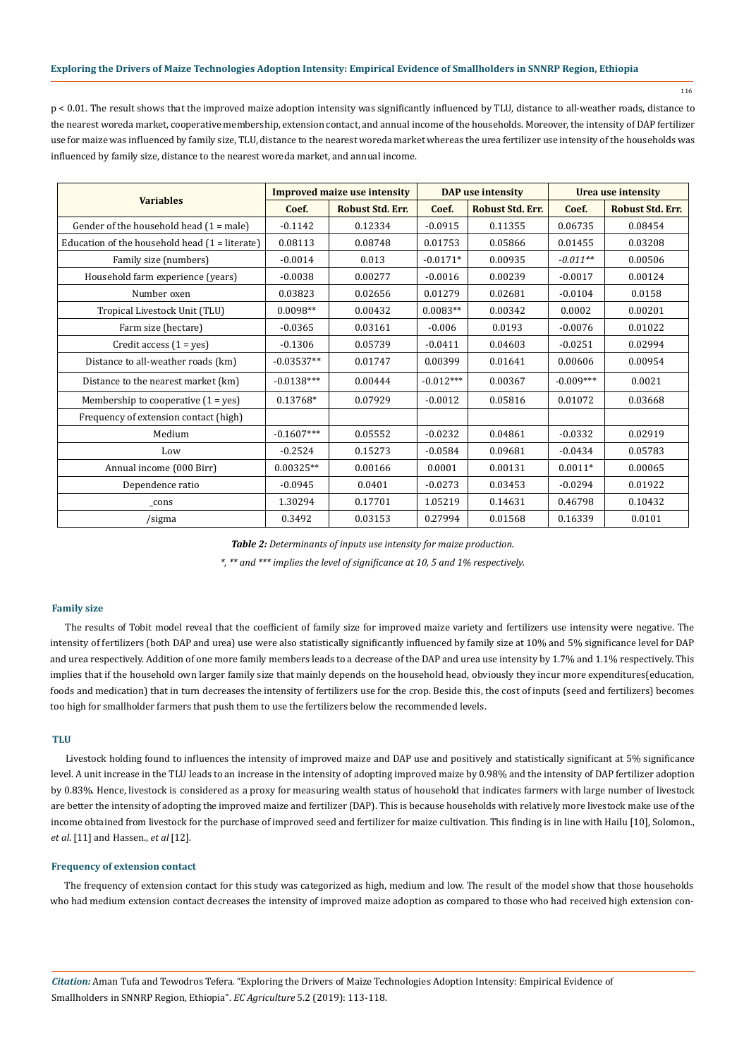$p < 0.01$. The result shows that the improved maize adoption intensity was significantly influenced by TLU, distance to all-weather roads, distance to the nearest woreda market, cooperative membership, extension contact, and annual income of the households. Moreover, the intensity of DAP fertilizer use for maize was influenced by family size, TLU, distance to the nearest woreda market whereas the urea fertilizer use intensity of the households was influenced by family size, distance to the nearest woreda market, and annual income.

| Variables | Improved maize use intensity | | DAP use intensity | | Urea use intensity | |
|---|---|---|---|---|---|---|
| | Coef. | Robust Std. Err. | Coef. | Robust Std. Err. | Coef. | Robust Std. Err. |
| Gender of the household head (1 = male) | -0.1142 | 0.12334 | -0.0915 | 0.11355 | 0.06735 | 0.08454 |
| Education of the household head (1 = literate) | 0.08113 | 0.08748 | 0.01753 | 0.05866 | 0.01455 | 0.03208 |
| Family size (numbers) | -0.0014 | 0.013 | -0.0171* | 0.00935 | *-0.011*** | 0.00506 |
| Household farm experience (years) | -0.0038 | 0.00277 | -0.0016 | 0.00239 | -0.0017 | 0.00124 |
| Number oxen | 0.03823 | 0.02656 | 0.01279 | 0.02681 | -0.0104 | 0.0158 |
| Tropical Livestock Unit (TLU) | 0.0098** | 0.00432 | 0.0083** | 0.00342 | 0.0002 | 0.00201 |
| Farm size (hectare) | -0.0365 | 0.03161 | -0.006 | 0.0193 | -0.0076 | 0.01022 |
| Credit access (1 = yes) | -0.1306 | 0.05739 | -0.0411 | 0.04603 | -0.0251 | 0.02994 |
| Distance to all-weather roads (km) | -0.03537** | 0.01747 | 0.00399 | 0.01641 | 0.00606 | 0.00954 |
| Distance to the nearest market (km) | -0.0138*** | 0.00444 | -0.012*** | 0.00367 | -0.009*** | 0.0021 |
| Membership to cooperative (1 = yes) | 0.13768* | 0.07929 | -0.0012 | 0.05816 | 0.01072 | 0.03668 |
| Frequency of extension contact (high) | | | | | | |
| Medium | -0.1607*** | 0.05552 | -0.0232 | 0.04861 | -0.0332 | 0.02919 |
| Low | -0.2524 | 0.15273 | -0.0584 | 0.09681 | -0.0434 | 0.05783 |
| Annual income (000 Birr) | 0.00325** | 0.00166 | 0.0001 | 0.00131 | 0.0011* | 0.00065 |
| Dependence ratio | -0.0945 | 0.0401 | -0.0273 | 0.03453 | -0.0294 | 0.01922 |
| _cons | 1.30294 | 0.17701 | 1.05219 | 0.14631 | 0.46798 | 0.10432 |
| /sigma | 0.3492 | 0.03153 | 0.27994 | 0.01568 | 0.16339 | 0.0101 |

***Table 2:*** *Determinants of inputs use intensity for maize production.*

*\*, \*\* and \*\*\* implies the level of significance at 10, 5 and 1% respectively.*

### Family size

The results of Tobit model reveal that the coefficient of family size for improved maize variety and fertilizers use intensity were negative. The intensity of fertilizers (both DAP and urea) use were also statistically significantly influenced by family size at 10% and 5% significance level for DAP and urea respectively. Addition of one more family members leads to a decrease of the DAP and urea use intensity by 1.7% and 1.1% respectively. This implies that if the household own larger family size that mainly depends on the household head, obviously they incur more expenditures(education, foods and medication) that in turn decreases the intensity of fertilizers use for the crop. Beside this, the cost of inputs (seed and fertilizers) becomes too high for smallholder farmers that push them to use the fertilizers below the recommended levels.

### TLU

Livestock holding found to influences the intensity of improved maize and DAP use and positively and statistically significant at 5% significance level. A unit increase in the TLU leads to an increase in the intensity of adopting improved maize by 0.98% and the intensity of DAP fertilizer adoption by 0.83%. Hence, livestock is considered as a proxy for measuring wealth status of household that indicates farmers with large number of livestock are better the intensity of adopting the improved maize and fertilizer (DAP). This is because households with relatively more livestock make use of the income obtained from livestock for the purchase of improved seed and fertilizer for maize cultivation. This finding is in line with Hailu [10], Solomon., *et al.* [11] and Hassen., *et al* [12].

### Frequency of extension contact

The frequency of extension contact for this study was categorized as high, medium and low. The result of the model show that those households who had medium extension contact decreases the intensity of improved maize adoption as compared to those who had received high extension con-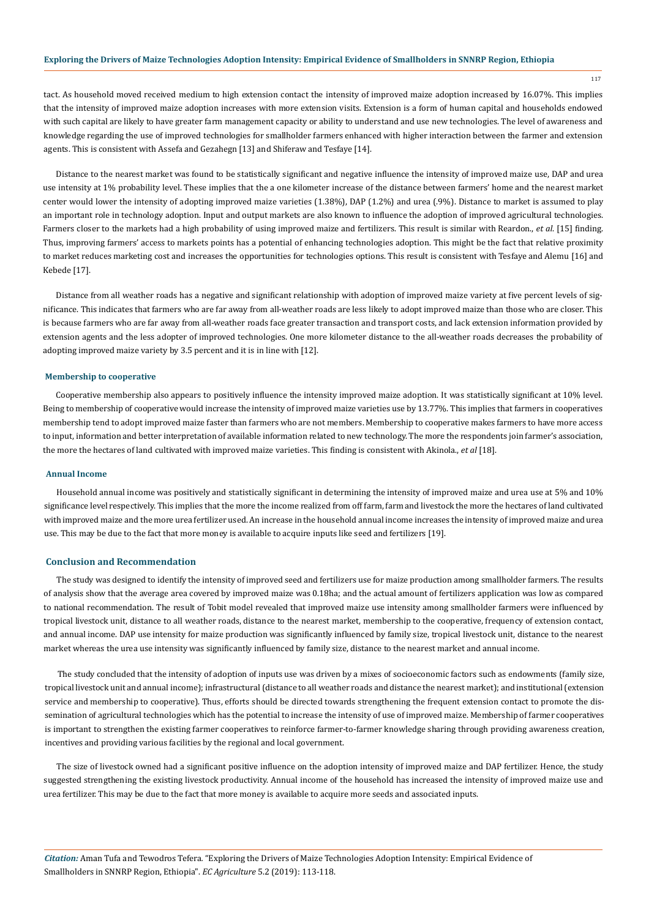tact. As household moved received medium to high extension contact the intensity of improved maize adoption increased by 16.07%. This implies that the intensity of improved maize adoption increases with more extension visits. Extension is a form of human capital and households endowed with such capital are likely to have greater farm management capacity or ability to understand and use new technologies. The level of awareness and knowledge regarding the use of improved technologies for smallholder farmers enhanced with higher interaction between the farmer and extension agents. This is consistent with Assefa and Gezahegn [13] and Shiferaw and Tesfaye [14].

Distance to the nearest market was found to be statistically significant and negative influence the intensity of improved maize use, DAP and urea use intensity at 1% probability level. These implies that the a one kilometer increase of the distance between farmers' home and the nearest market center would lower the intensity of adopting improved maize varieties (1.38%), DAP (1.2%) and urea (.9%). Distance to market is assumed to play an important role in technology adoption. Input and output markets are also known to influence the adoption of improved agricultural technologies. Farmers closer to the markets had a high probability of using improved maize and fertilizers. This result is similar with Reardon., *et al.* [15] finding. Thus, improving farmers' access to markets points has a potential of enhancing technologies adoption. This might be the fact that relative proximity to market reduces marketing cost and increases the opportunities for technologies options. This result is consistent with Tesfaye and Alemu [16] and Kebede [17].

Distance from all weather roads has a negative and significant relationship with adoption of improved maize variety at five percent levels of significance. This indicates that farmers who are far away from all-weather roads are less likely to adopt improved maize than those who are closer. This is because farmers who are far away from all-weather roads face greater transaction and transport costs, and lack extension information provided by extension agents and the less adopter of improved technologies. One more kilometer distance to the all-weather roads decreases the probability of adopting improved maize variety by 3.5 percent and it is in line with [12].

### Membership to cooperative

Cooperative membership also appears to positively influence the intensity improved maize adoption. It was statistically significant at 10% level. Being to membership of cooperative would increase the intensity of improved maize varieties use by 13.77%. This implies that farmers in cooperatives membership tend to adopt improved maize faster than farmers who are not members. Membership to cooperative makes farmers to have more access to input, information and better interpretation of available information related to new technology. The more the respondents join farmer's association, the more the hectares of land cultivated with improved maize varieties. This finding is consistent with Akinola., *et al* [18].

### Annual Income

Household annual income was positively and statistically significant in determining the intensity of improved maize and urea use at 5% and 10% significance level respectively. This implies that the more the income realized from off farm, farm and livestock the more the hectares of land cultivated with improved maize and the more urea fertilizer used. An increase in the household annual income increases the intensity of improved maize and urea use. This may be due to the fact that more money is available to acquire inputs like seed and fertilizers [19].

## Conclusion and Recommendation

The study was designed to identify the intensity of improved seed and fertilizers use for maize production among smallholder farmers. The results of analysis show that the average area covered by improved maize was 0.18ha; and the actual amount of fertilizers application was low as compared to national recommendation. The result of Tobit model revealed that improved maize use intensity among smallholder farmers were influenced by tropical livestock unit, distance to all weather roads, distance to the nearest market, membership to the cooperative, frequency of extension contact, and annual income. DAP use intensity for maize production was significantly influenced by family size, tropical livestock unit, distance to the nearest market whereas the urea use intensity was significantly influenced by family size, distance to the nearest market and annual income.

The study concluded that the intensity of adoption of inputs use was driven by a mixes of socioeconomic factors such as endowments (family size, tropical livestock unit and annual income); infrastructural (distance to all weather roads and distance the nearest market); and institutional (extension service and membership to cooperative). Thus, efforts should be directed towards strengthening the frequent extension contact to promote the dissemination of agricultural technologies which has the potential to increase the intensity of use of improved maize. Membership of farmer cooperatives is important to strengthen the existing farmer cooperatives to reinforce farmer-to-farmer knowledge sharing through providing awareness creation, incentives and providing various facilities by the regional and local government.

The size of livestock owned had a significant positive influence on the adoption intensity of improved maize and DAP fertilizer. Hence, the study suggested strengthening the existing livestock productivity. Annual income of the household has increased the intensity of improved maize use and urea fertilizer. This may be due to the fact that more money is available to acquire more seeds and associated inputs.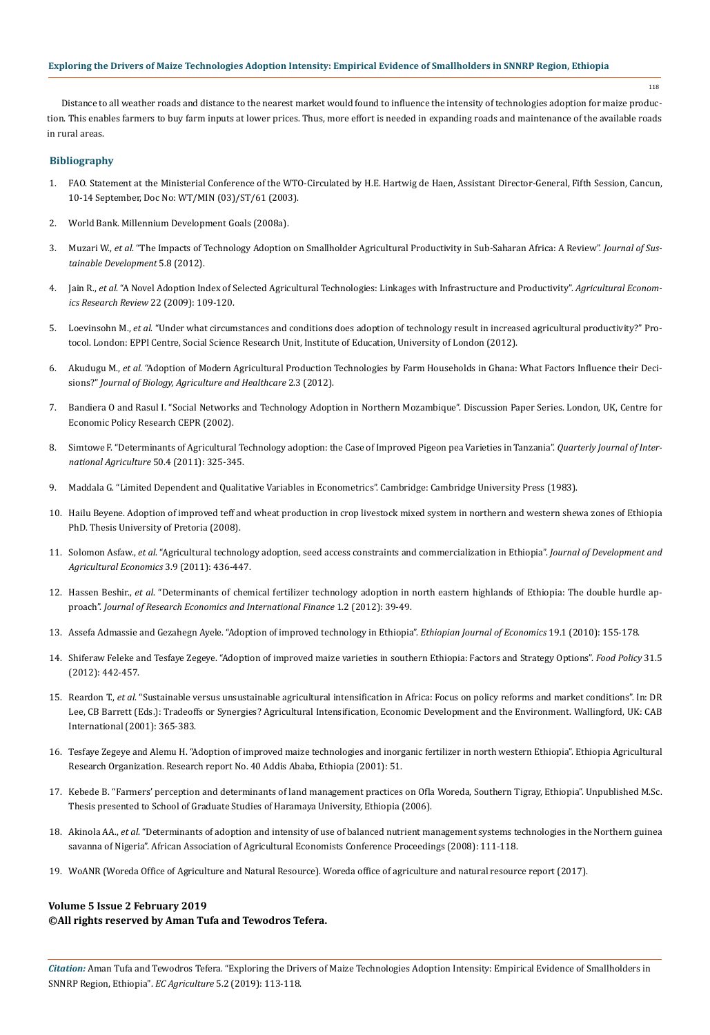Distance to all weather roads and distance to the nearest market would found to influence the intensity of technologies adoption for maize production. This enables farmers to buy farm inputs at lower prices. Thus, more effort is needed in expanding roads and maintenance of the available roads in rural areas.

## Bibliography

1. FAO. Statement at the Ministerial Conference of the WTO-Circulated by H.E. Hartwig de Haen, Assistant Director-General, Fifth Session, Cancun, 10-14 September, Doc No: WT/MIN (03)/ST/61 (2003).
2. World Bank. Millennium Development Goals (2008a).
3. Muzari W., *et al*. "The Impacts of Technology Adoption on Smallholder Agricultural Productivity in Sub-Saharan Africa: A Review". *Journal of Sustainable Development* 5.8 (2012).
4. Jain R., *et al*. "A Novel Adoption Index of Selected Agricultural Technologies: Linkages with Infrastructure and Productivity". *Agricultural Economics Research Review* 22 (2009): 109-120.
5. Loevinsohn M., *et al*. "Under what circumstances and conditions does adoption of technology result in increased agricultural productivity?" Protocol. London: EPPI Centre, Social Science Research Unit, Institute of Education, University of London (2012).
6. Akudugu M., *et al*. "Adoption of Modern Agricultural Production Technologies by Farm Households in Ghana: What Factors Influence their Decisions?" *Journal of Biology, Agriculture and Healthcare* 2.3 (2012).
7. Bandiera O and Rasul I. "Social Networks and Technology Adoption in Northern Mozambique". Discussion Paper Series. London, UK, Centre for Economic Policy Research CEPR (2002).
8. Simtowe F. "Determinants of Agricultural Technology adoption: the Case of Improved Pigeon pea Varieties in Tanzania". *Quarterly Journal of International Agriculture* 50.4 (2011): 325-345.
9. Maddala G. "Limited Dependent and Qualitative Variables in Econometrics". Cambridge: Cambridge University Press (1983).
10. Hailu Beyene. Adoption of improved teff and wheat production in crop livestock mixed system in northern and western shewa zones of Ethiopia PhD. Thesis University of Pretoria (2008).
11. Solomon Asfaw., *et al*. "Agricultural technology adoption, seed access constraints and commercialization in Ethiopia". *Journal of Development and Agricultural Economics* 3.9 (2011): 436-447.
12. Hassen Beshir., *et al*. "Determinants of chemical fertilizer technology adoption in north eastern highlands of Ethiopia: The double hurdle approach". *Journal of Research Economics and International Finance* 1.2 (2012): 39-49.
13. Assefa Admassie and Gezahegn Ayele. "Adoption of improved technology in Ethiopia". *Ethiopian Journal of Economics* 19.1 (2010): 155-178.
14. Shiferaw Feleke and Tesfaye Zegeye. "Adoption of improved maize varieties in southern Ethiopia: Factors and Strategy Options". *Food Policy* 31.5 (2012): 442-457.
15. Reardon T., *et al*. "Sustainable versus unsustainable agricultural intensification in Africa: Focus on policy reforms and market conditions". In: DR Lee, CB Barrett (Eds.): Tradeoffs or Synergies? Agricultural Intensification, Economic Development and the Environment. Wallingford, UK: CAB International (2001): 365-383.
16. Tesfaye Zegeye and Alemu H. "Adoption of improved maize technologies and inorganic fertilizer in north western Ethiopia". Ethiopia Agricultural Research Organization. Research report No. 40 Addis Ababa, Ethiopia (2001): 51.
17. Kebede B. "Farmers' perception and determinants of land management practices on Ofla Woreda, Southern Tigray, Ethiopia". Unpublished M.Sc. Thesis presented to School of Graduate Studies of Haramaya University, Ethiopia (2006).
18. Akinola AA., *et al*. "Determinants of adoption and intensity of use of balanced nutrient management systems technologies in the Northern guinea savanna of Nigeria". African Association of Agricultural Economists Conference Proceedings (2008): 111-118.
19. WoANR (Woreda Office of Agriculture and Natural Resource). Woreda office of agriculture and natural resource report (2017).

**Volume 5 Issue 2 February 2019**
**©All rights reserved by Aman Tufa and Tewodros Tefera.**